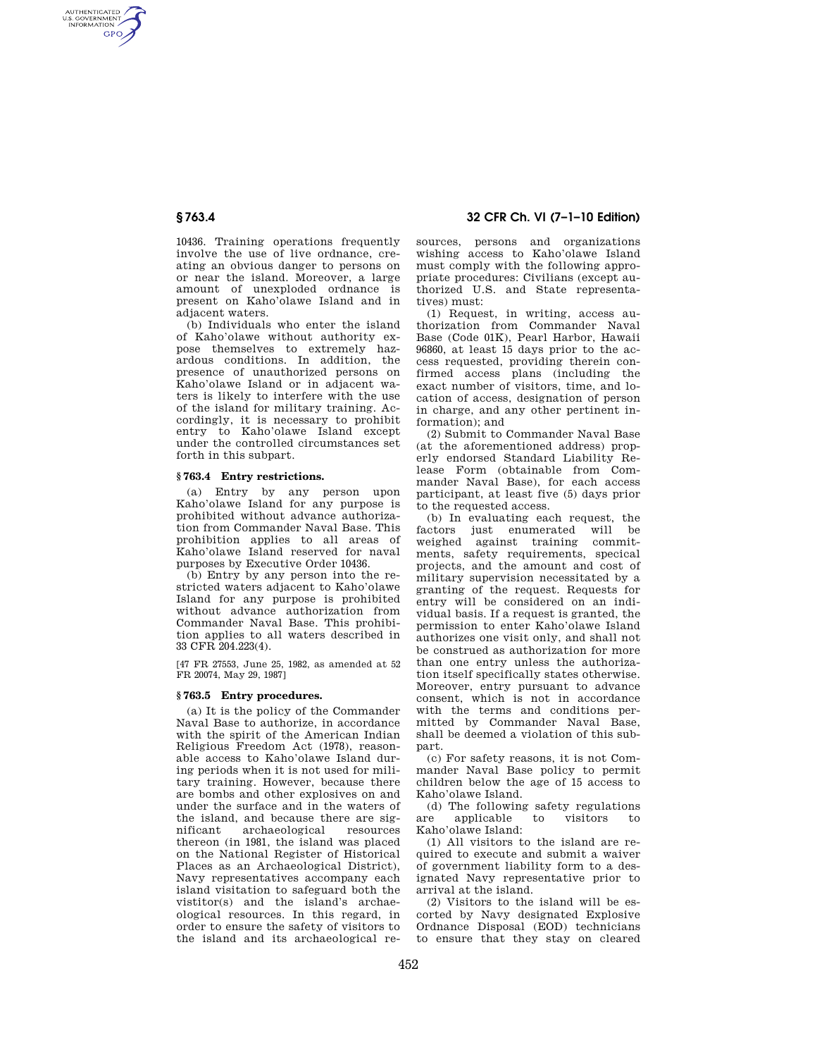10436. Training operations frequently involve the use of live ordnance, creating an obvious danger to persons on or near the island. Moreover, a large amount of unexploded ordnance is present on Kaho'olawe Island and in adjacent waters.

(b) Individuals who enter the island of Kaho'olawe without authority expose themselves to extremely hazardous conditions. In addition, the presence of unauthorized persons on Kaho'olawe Island or in adjacent waters is likely to interfere with the use of the island for military training. Accordingly, it is necessary to prohibit entry to Kaho'olawe Island except under the controlled circumstances set forth in this subpart.

### § 763.4 Entry restrictions.

(a) Entry by any person upon Kaho'olawe Island for any purpose is prohibited without advance authorization from Commander Naval Base. This prohibition applies to all areas of Kaho'olawe Island reserved for naval purposes by Executive Order 10436.

(b) Entry by any person into the restricted waters adjacent to Kaho'olawe Island for any purpose is prohibited without advance authorization from Commander Naval Base. This prohibition applies to all waters described in 33 CFR 204.223(4).

[47 FR 27553, June 25, 1982, as amended at 52 FR 20074, May 29, 1987]

### § 763.5 Entry procedures.

(a) It is the policy of the Commander Naval Base to authorize, in accordance with the spirit of the American Indian Religious Freedom Act (1978), reasonable access to Kaho'olawe Island during periods when it is not used for military training. However, because there are bombs and other explosives on and under the surface and in the waters of the island, and because there are significant archaeological resources thereon (in 1981, the island was placed on the National Register of Historical Places as an Archaeological District), Navy representatives accompany each island visitation to safeguard both the vistitor(s) and the island's archaeological resources. In this regard, in order to ensure the safety of visitors to the island and its archaeological resources, persons and organizations wishing access to Kaho'olawe Island must comply with the following appropriate procedures: Civilians (except authorized U.S. and State representatives) must:

(1) Request, in writing, access authorization from Commander Naval Base (Code 01K), Pearl Harbor, Hawaii 96860, at least 15 days prior to the access requested, providing therein confirmed access plans (including the exact number of visitors, time, and location of access, designation of person in charge, and any other pertinent information); and

(2) Submit to Commander Naval Base (at the aforementioned address) properly endorsed Standard Liability Release Form (obtainable from Commander Naval Base), for each access participant, at least five (5) days prior to the requested access.

(b) In evaluating each request, the factors just enumerated will be weighed against training commitments, safety requirements, specical projects, and the amount and cost of military supervision necessitated by a granting of the request. Requests for entry will be considered on an individual basis. If a request is granted, the permission to enter Kaho'olawe Island authorizes one visit only, and shall not be construed as authorization for more than one entry unless the authorization itself specifically states otherwise. Moreover, entry pursuant to advance consent, which is not in accordance with the terms and conditions permitted by Commander Naval Base, shall be deemed a violation of this subpart.

(c) For safety reasons, it is not Commander Naval Base policy to permit children below the age of 15 access to Kaho'olawe Island.

(d) The following safety regulations are applicable to visitors to Kaho'olawe Island:

(1) All visitors to the island are required to execute and submit a waiver of government liability form to a designated Navy representative prior to arrival at the island.

(2) Visitors to the island will be escorted by Navy designated Explosive Ordnance Disposal (EOD) technicians to ensure that they stay on cleared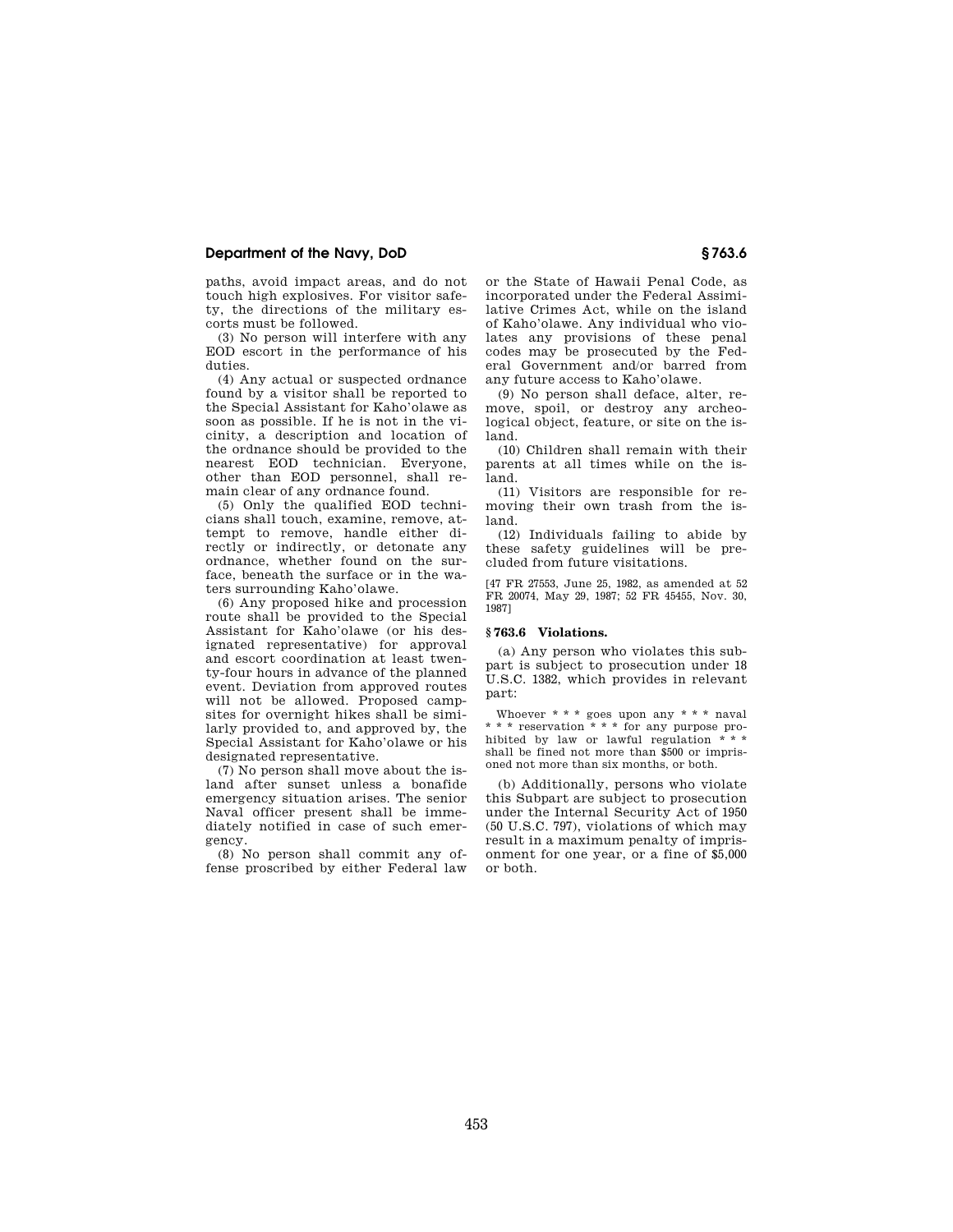paths, avoid impact areas, and do not touch high explosives. For visitor safety, the directions of the military escorts must be followed.

(3) No person will interfere with any EOD escort in the performance of his duties.

(4) Any actual or suspected ordnance found by a visitor shall be reported to the Special Assistant for Kaho'olawe as soon as possible. If he is not in the vicinity, a description and location of the ordnance should be provided to the nearest EOD technician. Everyone, other than EOD personnel, shall remain clear of any ordnance found.

(5) Only the qualified EOD technicians shall touch, examine, remove, attempt to remove, handle either directly or indirectly, or detonate any ordnance, whether found on the surface, beneath the surface or in the waters surrounding Kaho'olawe.

(6) Any proposed hike and procession route shall be provided to the Special Assistant for Kaho'olawe (or his designated representative) for approval and escort coordination at least twenty-four hours in advance of the planned event. Deviation from approved routes will not be allowed. Proposed campsites for overnight hikes shall be similarly provided to, and approved by, the Special Assistant for Kaho'olawe or his designated representative.

(7) No person shall move about the island after sunset unless a bonafide emergency situation arises. The senior Naval officer present shall be immediately notified in case of such emergency.

(8) No person shall commit any offense proscribed by either Federal law or the State of Hawaii Penal Code, as incorporated under the Federal Assimilative Crimes Act, while on the island of Kaho'olawe. Any individual who violates any provisions of these penal codes may be prosecuted by the Federal Government and/or barred from any future access to Kaho'olawe.

(9) No person shall deface, alter, remove, spoil, or destroy any archeological object, feature, or site on the island.

(10) Children shall remain with their parents at all times while on the island.

(11) Visitors are responsible for removing their own trash from the island.

(12) Individuals failing to abide by these safety guidelines will be precluded from future visitations.

[47 FR 27553, June 25, 1982, as amended at 52 FR 20074, May 29, 1987; 52 FR 45455, Nov. 30, 1987]

### § 763.6 Violations.

(a) Any person who violates this subpart is subject to prosecution under 18 U.S.C. 1382, which provides in relevant part:

> Whoever * * * goes upon any * * * naval * * * reservation * * * for any purpose prohibited by law or lawful regulation * * * shall be fined not more than $500 or imprisoned not more than six months, or both.

(b) Additionally, persons who violate this Subpart are subject to prosecution under the Internal Security Act of 1950 (50 U.S.C. 797), violations of which may result in a maximum penalty of imprisonment for one year, or a fine of $5,000 or both.